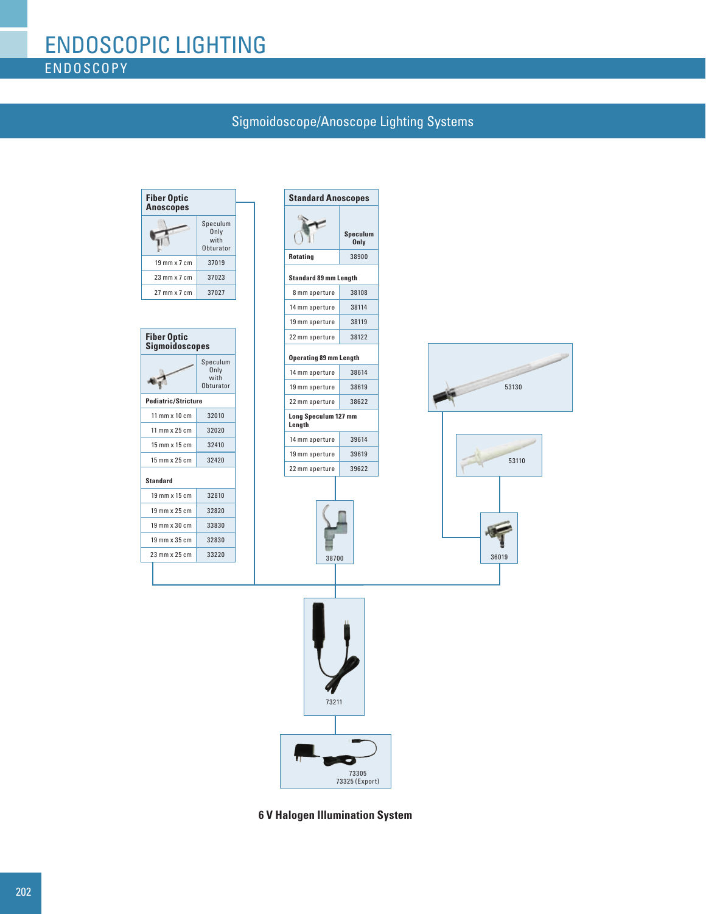# ENDOSCOPIC LIGHTING

## ENDOSCOPY

## Sigmoidoscope/Anoscope Lighting Systems

### Fiber Optic Anoscopes

| | Speculum Only with Obturator |
|---|---|
| 19 mm x 7 cm | 37019 |
| 23 mm x 7 cm | 37023 |
| 27 mm x 7 cm | 37027 |

### Fiber Optic Sigmoidoscopes

| | Speculum Only with Obturator |
|---|---|
| **Pediatric/Stricture** | |
| 11 mm x 10 cm | 32010 |
| 11 mm x 25 cm | 32020 |
| 15 mm x 15 cm | 32410 |
| 15 mm x 25 cm | 32420 |
| **Standard** | |
| 19 mm x 15 cm | 32810 |
| 19 mm x 25 cm | 32820 |
| 19 mm x 30 cm | 33830 |
| 19 mm x 35 cm | 32830 |
| 23 mm x 25 cm | 33220 |

### Standard Anoscopes

| | Speculum Only |
|---|---|
| **Rotating** | 38900 |
| **Standard 89 mm Length** | |
| 8 mm aperture | 38108 |
| 14 mm aperture | 38114 |
| 19 mm aperture | 38119 |
| 22 mm aperture | 38122 |
| **Operating 89 mm Length** | |
| 14 mm aperture | 38614 |
| 19 mm aperture | 38619 |
| 22 mm aperture | 38622 |
| **Long Speculum 127 mm Length** | |
| 14 mm aperture | 39614 |
| 19 mm aperture | 39619 |
| 22 mm aperture | 39622 |

38700

53130

53110

36019

73211

73305
73325 (Export)

**6 V Halogen Illumination System**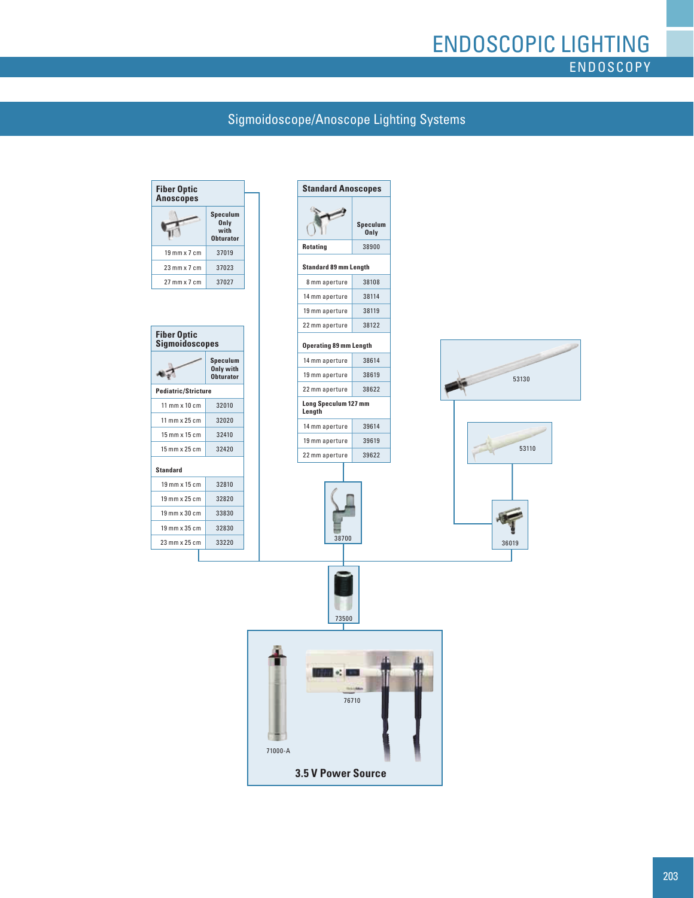# ENDOSCOPIC LIGHTING

## ENDOSCOPY

## Sigmoidoscope/Anoscope Lighting Systems

**Fiber Optic Anoscopes**

| | Speculum Only with Obturator |
|---|---|
| 19 mm x 7 cm | 37019 |
| 23 mm x 7 cm | 37023 |
| 27 mm x 7 cm | 37027 |

**Fiber Optic Sigmoidoscopes**

| | Speculum Only with Obturator |
|---|---|
| **Pediatric/Stricture** | |
| 11 mm x 10 cm | 32010 |
| 11 mm x 25 cm | 32020 |
| 15 mm x 15 cm | 32410 |
| 15 mm x 25 cm | 32420 |
| **Standard** | |
| 19 mm x 15 cm | 32810 |
| 19 mm x 25 cm | 32820 |
| 19 mm x 30 cm | 33830 |
| 19 mm x 35 cm | 32830 |
| 23 mm x 25 cm | 33220 |

**Standard Anoscopes**

| | Speculum Only |
|---|---|
| **Rotating** | 38900 |
| **Standard 89 mm Length** | |
| 8 mm aperture | 38108 |
| 14 mm aperture | 38114 |
| 19 mm aperture | 38119 |
| 22 mm aperture | 38122 |
| **Operating 89 mm Length** | |
| 14 mm aperture | 38614 |
| 19 mm aperture | 38619 |
| 22 mm aperture | 38622 |
| **Long Speculum 127 mm Length** | |
| 14 mm aperture | 39614 |
| 19 mm aperture | 39619 |
| 22 mm aperture | 39622 |

53130

53110

38700

36019

73500

71000-A

76710

**3.5 V Power Source**